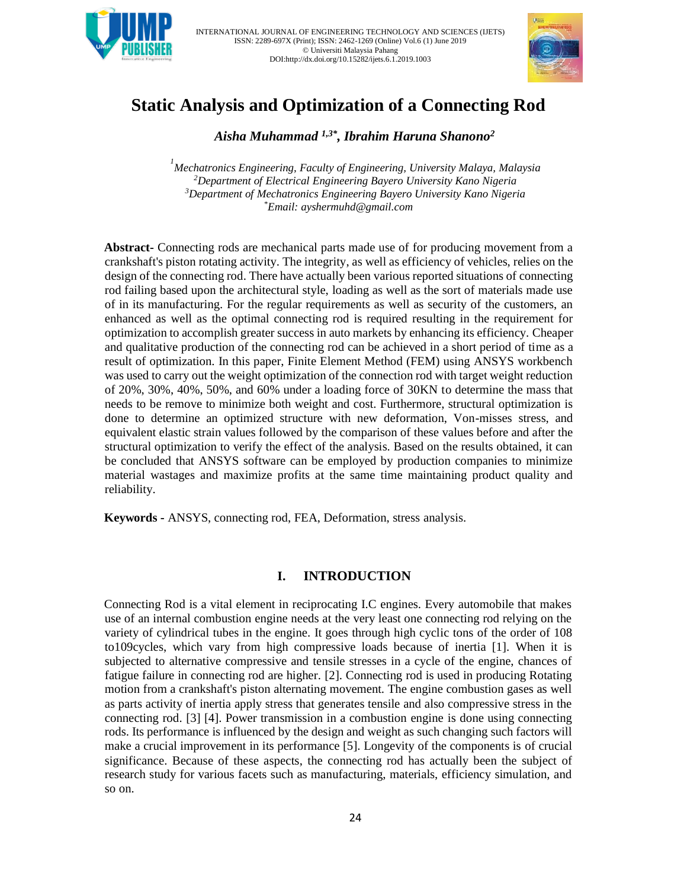# Static Analysis and Optimization of a Connecting Rod

***Aisha Muhammad [1,3*], Ibrahim Haruna Shanono[2]***

*[1]Mechatronics Engineering, Faculty of Engineering, University Malaya, Malaysia*
*[2]Department of Electrical Engineering Bayero University Kano Nigeria*
*[3]Department of Mechatronics Engineering Bayero University Kano Nigeria*
*[*]Email: ayshermuhd@gmail.com*

**Abstract-** Connecting rods are mechanical parts made use of for producing movement from a crankshaft's piston rotating activity. The integrity, as well as efficiency of vehicles, relies on the design of the connecting rod. There have actually been various reported situations of connecting rod failing based upon the architectural style, loading as well as the sort of materials made use of in its manufacturing. For the regular requirements as well as security of the customers, an enhanced as well as the optimal connecting rod is required resulting in the requirement for optimization to accomplish greater success in auto markets by enhancing its efficiency. Cheaper and qualitative production of the connecting rod can be achieved in a short period of time as a result of optimization. In this paper, Finite Element Method (FEM) using ANSYS workbench was used to carry out the weight optimization of the connection rod with target weight reduction of 20%, 30%, 40%, 50%, and 60% under a loading force of 30KN to determine the mass that needs to be remove to minimize both weight and cost. Furthermore, structural optimization is done to determine an optimized structure with new deformation, Von-misses stress, and equivalent elastic strain values followed by the comparison of these values before and after the structural optimization to verify the effect of the analysis. Based on the results obtained, it can be concluded that ANSYS software can be employed by production companies to minimize material wastages and maximize profits at the same time maintaining product quality and reliability.

**Keywords -** ANSYS, connecting rod, FEA, Deformation, stress analysis.

## I. INTRODUCTION

Connecting Rod is a vital element in reciprocating I.C engines. Every automobile that makes use of an internal combustion engine needs at the very least one connecting rod relying on the variety of cylindrical tubes in the engine. It goes through high cyclic tons of the order of 108 to109cycles, which vary from high compressive loads because of inertia [1]. When it is subjected to alternative compressive and tensile stresses in a cycle of the engine, chances of fatigue failure in connecting rod are higher. [2]. Connecting rod is used in producing Rotating motion from a crankshaft's piston alternating movement. The engine combustion gases as well as parts activity of inertia apply stress that generates tensile and also compressive stress in the connecting rod. [3] [4]. Power transmission in a combustion engine is done using connecting rods. Its performance is influenced by the design and weight as such changing such factors will make a crucial improvement in its performance [5]. Longevity of the components is of crucial significance. Because of these aspects, the connecting rod has actually been the subject of research study for various facets such as manufacturing, materials, efficiency simulation, and so on.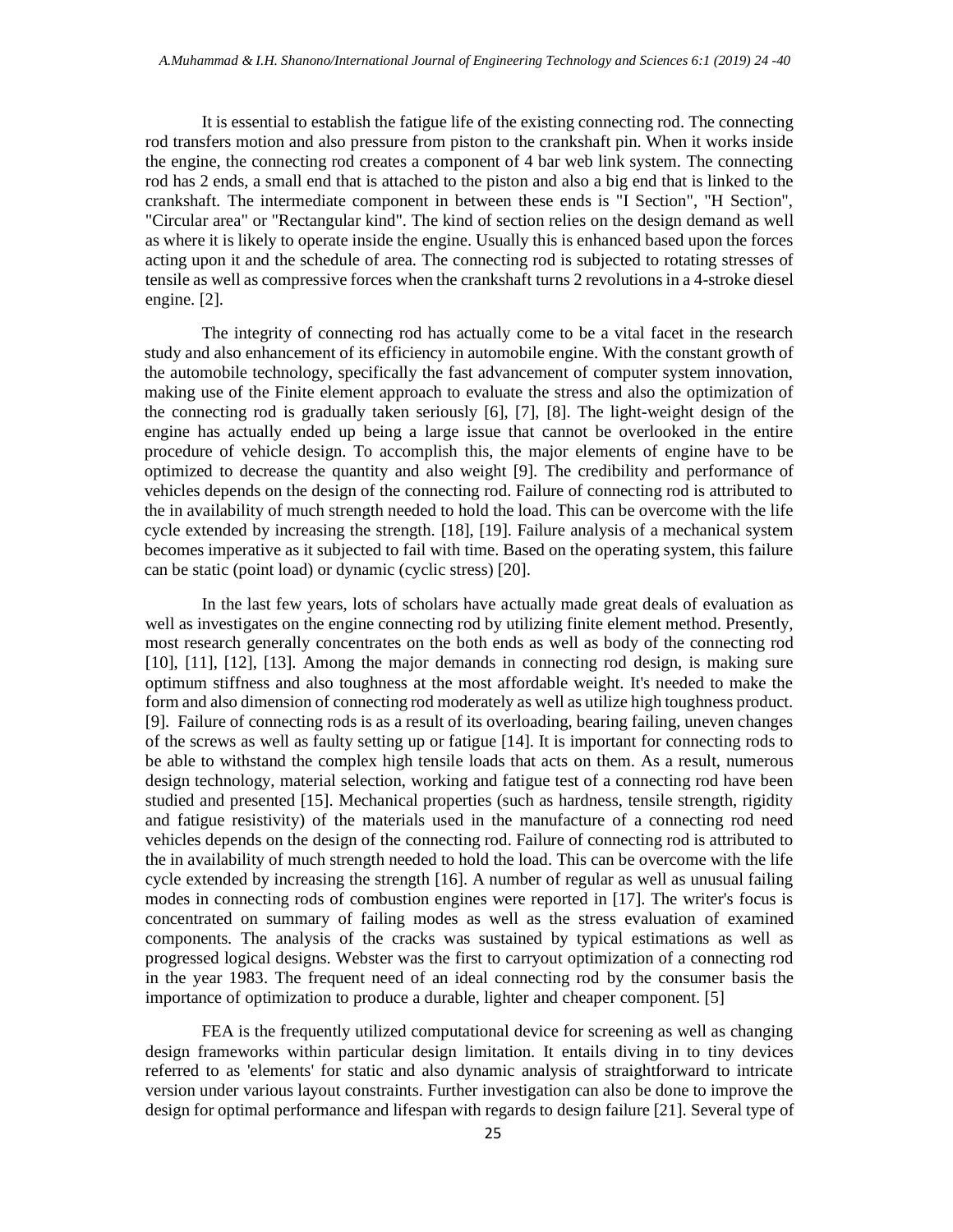It is essential to establish the fatigue life of the existing connecting rod. The connecting rod transfers motion and also pressure from piston to the crankshaft pin. When it works inside the engine, the connecting rod creates a component of 4 bar web link system. The connecting rod has 2 ends, a small end that is attached to the piston and also a big end that is linked to the crankshaft. The intermediate component in between these ends is "I Section", "H Section", "Circular area" or "Rectangular kind". The kind of section relies on the design demand as well as where it is likely to operate inside the engine. Usually this is enhanced based upon the forces acting upon it and the schedule of area. The connecting rod is subjected to rotating stresses of tensile as well as compressive forces when the crankshaft turns 2 revolutions in a 4-stroke diesel engine. [2].

The integrity of connecting rod has actually come to be a vital facet in the research study and also enhancement of its efficiency in automobile engine. With the constant growth of the automobile technology, specifically the fast advancement of computer system innovation, making use of the Finite element approach to evaluate the stress and also the optimization of the connecting rod is gradually taken seriously [6], [7], [8]. The light-weight design of the engine has actually ended up being a large issue that cannot be overlooked in the entire procedure of vehicle design. To accomplish this, the major elements of engine have to be optimized to decrease the quantity and also weight [9]. The credibility and performance of vehicles depends on the design of the connecting rod. Failure of connecting rod is attributed to the in availability of much strength needed to hold the load. This can be overcome with the life cycle extended by increasing the strength. [18], [19]. Failure analysis of a mechanical system becomes imperative as it subjected to fail with time. Based on the operating system, this failure can be static (point load) or dynamic (cyclic stress) [20].

In the last few years, lots of scholars have actually made great deals of evaluation as well as investigates on the engine connecting rod by utilizing finite element method. Presently, most research generally concentrates on the both ends as well as body of the connecting rod [10], [11], [12], [13]. Among the major demands in connecting rod design, is making sure optimum stiffness and also toughness at the most affordable weight. It's needed to make the form and also dimension of connecting rod moderately as well as utilize high toughness product. [9]. Failure of connecting rods is as a result of its overloading, bearing failing, uneven changes of the screws as well as faulty setting up or fatigue [14]. It is important for connecting rods to be able to withstand the complex high tensile loads that acts on them. As a result, numerous design technology, material selection, working and fatigue test of a connecting rod have been studied and presented [15]. Mechanical properties (such as hardness, tensile strength, rigidity and fatigue resistivity) of the materials used in the manufacture of a connecting rod need vehicles depends on the design of the connecting rod. Failure of connecting rod is attributed to the in availability of much strength needed to hold the load. This can be overcome with the life cycle extended by increasing the strength [16]. A number of regular as well as unusual failing modes in connecting rods of combustion engines were reported in [17]. The writer's focus is concentrated on summary of failing modes as well as the stress evaluation of examined components. The analysis of the cracks was sustained by typical estimations as well as progressed logical designs. Webster was the first to carryout optimization of a connecting rod in the year 1983. The frequent need of an ideal connecting rod by the consumer basis the importance of optimization to produce a durable, lighter and cheaper component. [5]

FEA is the frequently utilized computational device for screening as well as changing design frameworks within particular design limitation. It entails diving in to tiny devices referred to as 'elements' for static and also dynamic analysis of straightforward to intricate version under various layout constraints. Further investigation can also be done to improve the design for optimal performance and lifespan with regards to design failure [21]. Several type of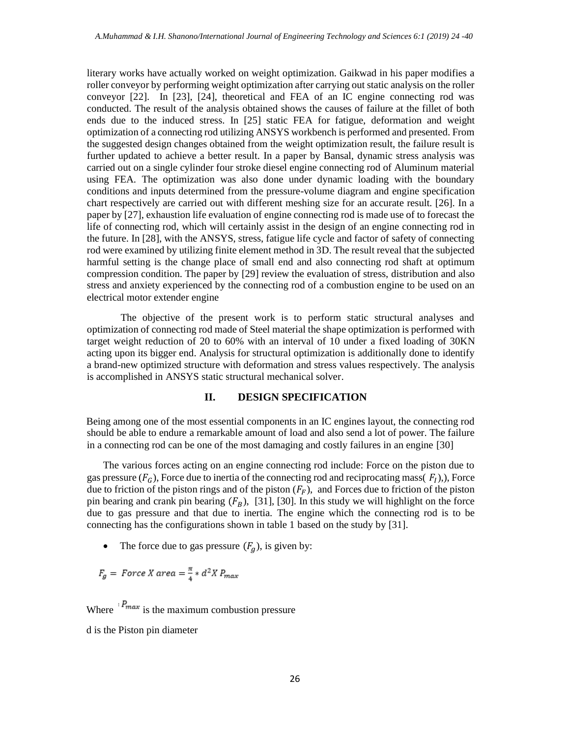literary works have actually worked on weight optimization. Gaikwad in his paper modifies a roller conveyor by performing weight optimization after carrying out static analysis on the roller conveyor [22]. In [23], [24], theoretical and FEA of an IC engine connecting rod was conducted. The result of the analysis obtained shows the causes of failure at the fillet of both ends due to the induced stress. In [25] static FEA for fatigue, deformation and weight optimization of a connecting rod utilizing ANSYS workbench is performed and presented. From the suggested design changes obtained from the weight optimization result, the failure result is further updated to achieve a better result. In a paper by Bansal, dynamic stress analysis was carried out on a single cylinder four stroke diesel engine connecting rod of Aluminum material using FEA. The optimization was also done under dynamic loading with the boundary conditions and inputs determined from the pressure-volume diagram and engine specification chart respectively are carried out with different meshing size for an accurate result. [26]. In a paper by [27], exhaustion life evaluation of engine connecting rod is made use of to forecast the life of connecting rod, which will certainly assist in the design of an engine connecting rod in the future. In [28], with the ANSYS, stress, fatigue life cycle and factor of safety of connecting rod were examined by utilizing finite element method in 3D. The result reveal that the subjected harmful setting is the change place of small end and also connecting rod shaft at optimum compression condition. The paper by [29] review the evaluation of stress, distribution and also stress and anxiety experienced by the connecting rod of a combustion engine to be used on an electrical motor extender engine

The objective of the present work is to perform static structural analyses and optimization of connecting rod made of Steel material the shape optimization is performed with target weight reduction of 20 to 60% with an interval of 10 under a fixed loading of 30KN acting upon its bigger end. Analysis for structural optimization is additionally done to identify a brand-new optimized structure with deformation and stress values respectively. The analysis is accomplished in ANSYS static structural mechanical solver.

## II. DESIGN SPECIFICATION

Being among one of the most essential components in an IC engines layout, the connecting rod should be able to endure a remarkable amount of load and also send a lot of power. The failure in a connecting rod can be one of the most damaging and costly failures in an engine [30]

The various forces acting on an engine connecting rod include: Force on the piston due to gas pressure ($F_G$), Force due to inertia of the connecting rod and reciprocating mass( $F_I$),), Force due to friction of the piston rings and of the piston ($F_F$), and Forces due to friction of the piston pin bearing and crank pin bearing ($F_B$), [31], [30]. In this study we will highlight on the force due to gas pressure and that due to inertia. The engine which the connecting rod is to be connecting has the configurations shown in table 1 based on the study by [31].

- The force due to gas pressure ($F_g$), is given by:

$$F_g = \text{Force X area} = \frac{\pi}{4} * d^2 X\, P_{max}$$

Where $P_{max}$ is the maximum combustion pressure

d is the Piston pin diameter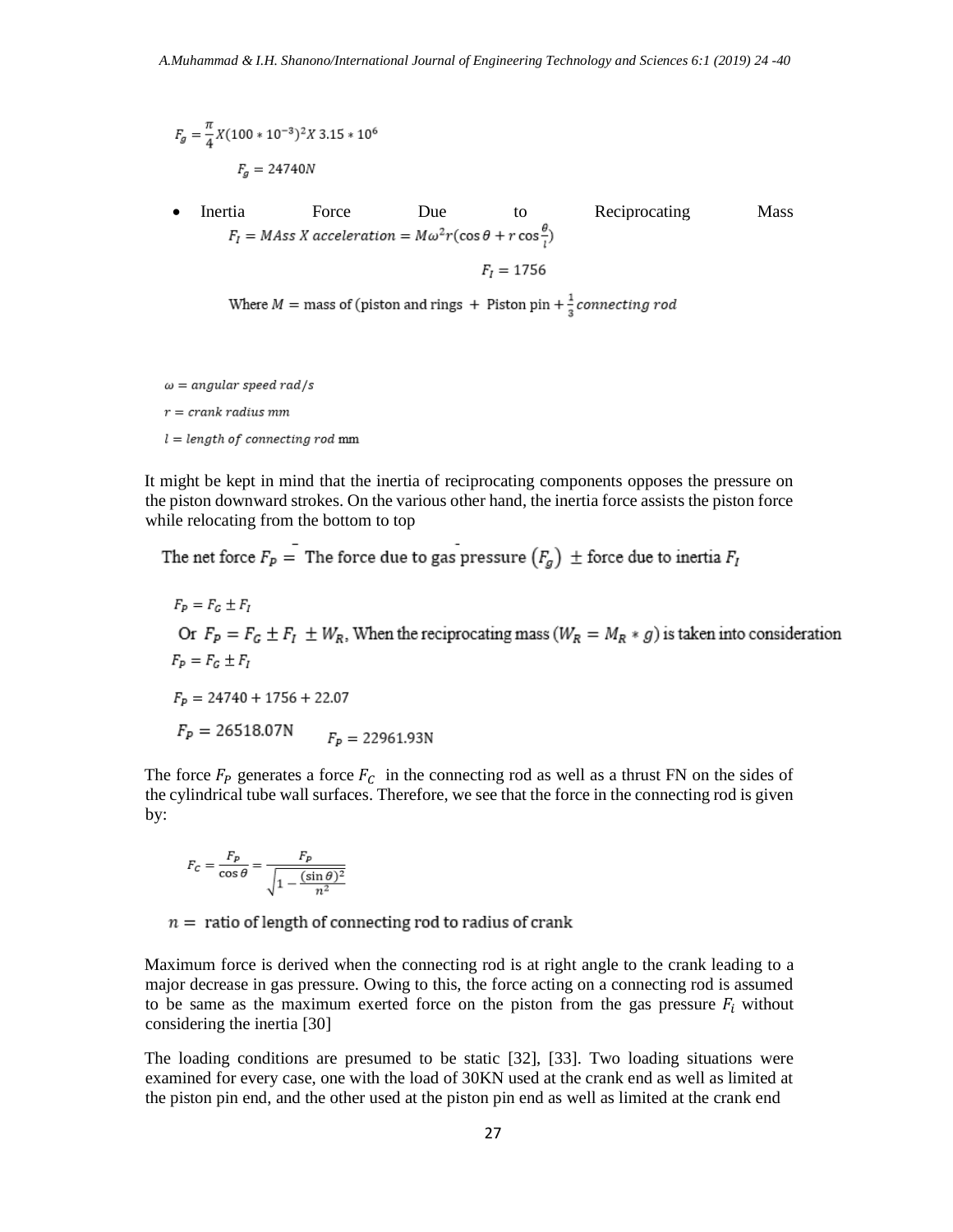$$F_g = \frac{\pi}{4} X (100 * 10^{-3})^2 X\, 3.15 * 10^6$$

$$F_g = 24740N$$

- Inertia Force Due to Reciprocating Mass

$$F_I = MAss\ X\ acceleration = M\omega^2 r(\cos\theta + r\cos\frac{\theta}{l})$$

$$F_I = 1756$$

Where $M =$ mass of (piston and rings + Piston pin + $\frac{1}{3}$ *connecting rod*

$\omega = angular\ speed\ rad/s$

$r = crank\ radius\ mm$

$l = length\ of\ connecting\ rod$ mm

It might be kept in mind that the inertia of reciprocating components opposes the pressure on the piston downward strokes. On the various other hand, the inertia force assists the piston force while relocating from the bottom to top

The net force $F_P =$ The force due to gas pressure $(F_g)$ $\pm$ force due to inertia $F_I$

$$F_P = F_G \pm F_I$$

Or $F_P = F_G \pm F_I \pm W_R$, When the reciprocating mass $(W_R = M_R * g)$ is taken into consideration

$$F_P = F_G \pm F_I$$

$$F_P = 24740 + 1756 + 22.07$$

$$F_P = 26518.07\text{N} \qquad F_P = 22961.93\text{N}$$

The force $F_P$ generates a force $F_C$ in the connecting rod as well as a thrust FN on the sides of the cylindrical tube wall surfaces. Therefore, we see that the force in the connecting rod is given by:

$$F_C = \frac{F_P}{\cos\theta} = \frac{F_P}{\sqrt{1 - \frac{(\sin\theta)^2}{n^2}}}$$

$n =$ ratio of length of connecting rod to radius of crank

Maximum force is derived when the connecting rod is at right angle to the crank leading to a major decrease in gas pressure. Owing to this, the force acting on a connecting rod is assumed to be same as the maximum exerted force on the piston from the gas pressure $F_i$ without considering the inertia [30]

The loading conditions are presumed to be static [32], [33]. Two loading situations were examined for every case, one with the load of 30KN used at the crank end as well as limited at the piston pin end, and the other used at the piston pin end as well as limited at the crank end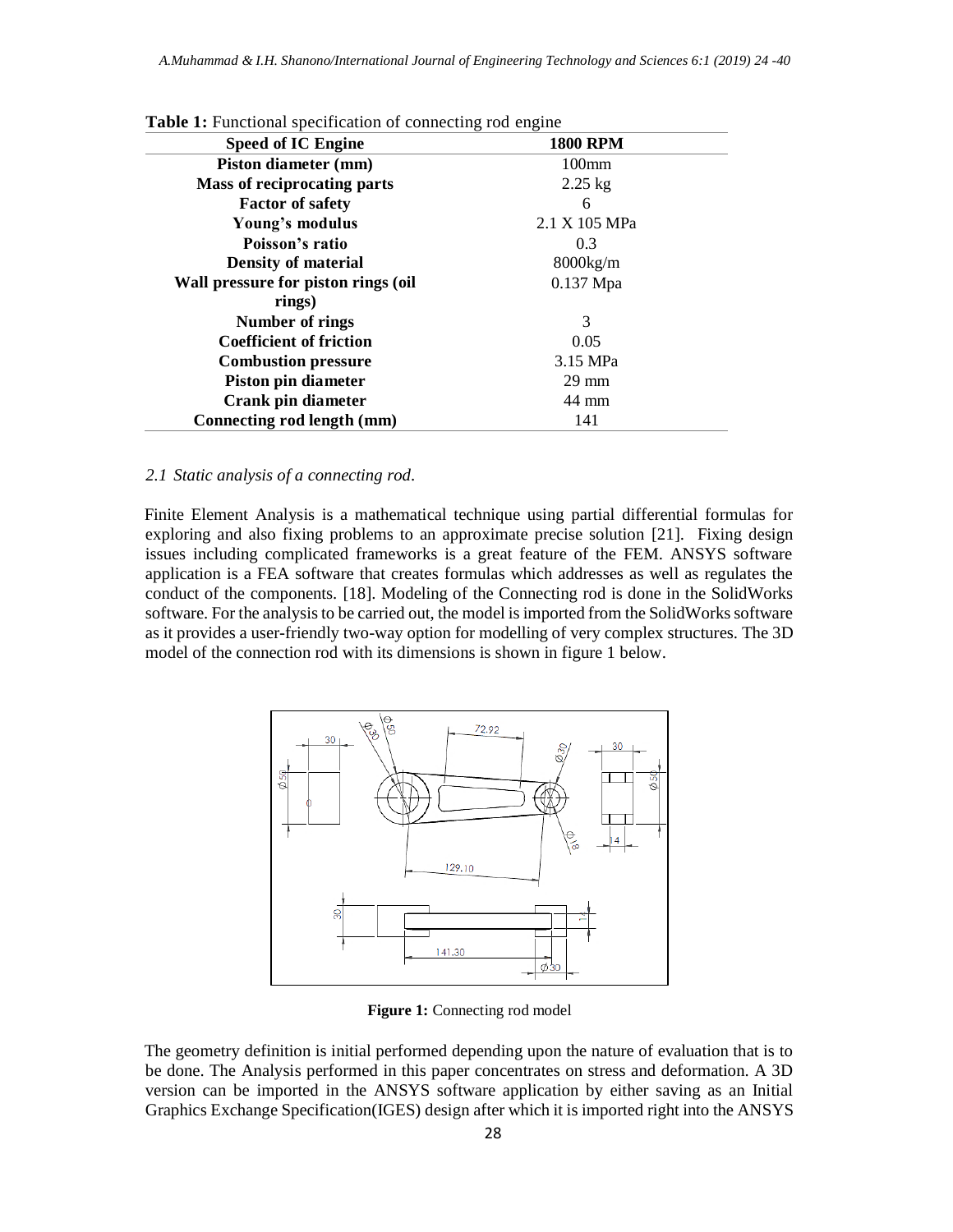**Table 1:** Functional specification of connecting rod engine

| Speed of IC Engine | 1800 RPM |
|---|---|
| **Piston diameter (mm)** | 100mm |
| **Mass of reciprocating parts** | 2.25 kg |
| **Factor of safety** | 6 |
| **Young's modulus** | 2.1 X 105 MPa |
| **Poisson's ratio** | 0.3 |
| **Density of material** | 8000kg/m |
| **Wall pressure for piston rings (oil rings)** | 0.137 Mpa |
| **Number of rings** | 3 |
| **Coefficient of friction** | 0.05 |
| **Combustion pressure** | 3.15 MPa |
| **Piston pin diameter** | 29 mm |
| **Crank pin diameter** | 44 mm |
| **Connecting rod length (mm)** | 141 |

### *2.1 Static analysis of a connecting rod.*

Finite Element Analysis is a mathematical technique using partial differential formulas for exploring and also fixing problems to an approximate precise solution [21]. Fixing design issues including complicated frameworks is a great feature of the FEM. ANSYS software application is a FEA software that creates formulas which addresses as well as regulates the conduct of the components. [18]. Modeling of the Connecting rod is done in the SolidWorks software. For the analysis to be carried out, the model is imported from the SolidWorks software as it provides a user-friendly two-way option for modelling of very complex structures. The 3D model of the connection rod with its dimensions is shown in figure 1 below.

**Figure 1:** Connecting rod model

The geometry definition is initial performed depending upon the nature of evaluation that is to be done. The Analysis performed in this paper concentrates on stress and deformation. A 3D version can be imported in the ANSYS software application by either saving as an Initial Graphics Exchange Specification(IGES) design after which it is imported right into the ANSYS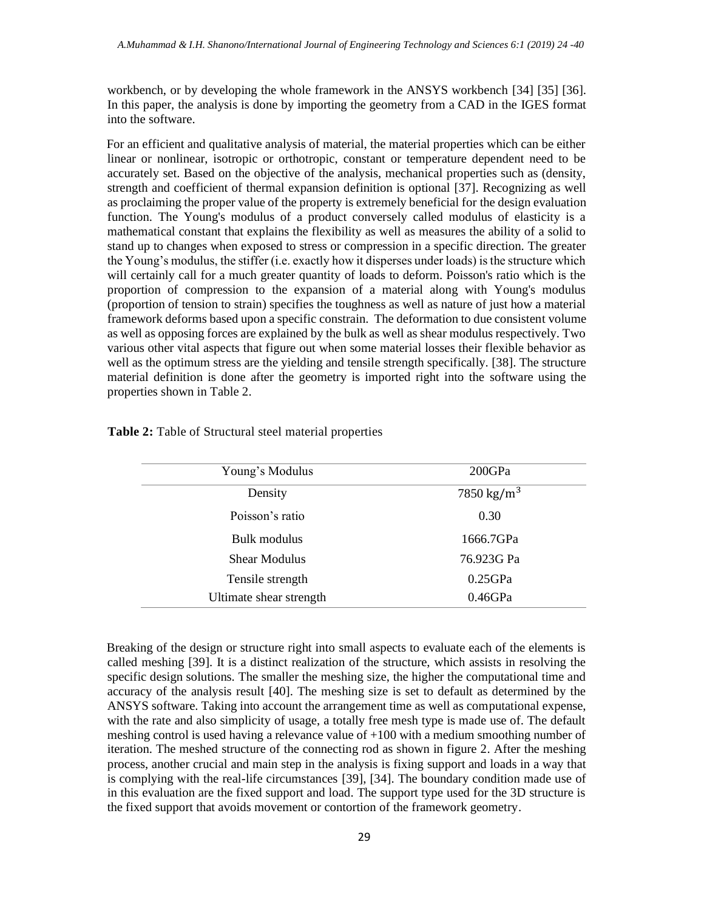workbench, or by developing the whole framework in the ANSYS workbench [34] [35] [36]. In this paper, the analysis is done by importing the geometry from a CAD in the IGES format into the software.

For an efficient and qualitative analysis of material, the material properties which can be either linear or nonlinear, isotropic or orthotropic, constant or temperature dependent need to be accurately set. Based on the objective of the analysis, mechanical properties such as (density, strength and coefficient of thermal expansion definition is optional [37]. Recognizing as well as proclaiming the proper value of the property is extremely beneficial for the design evaluation function. The Young's modulus of a product conversely called modulus of elasticity is a mathematical constant that explains the flexibility as well as measures the ability of a solid to stand up to changes when exposed to stress or compression in a specific direction. The greater the Young's modulus, the stiffer (i.e. exactly how it disperses under loads) is the structure which will certainly call for a much greater quantity of loads to deform. Poisson's ratio which is the proportion of compression to the expansion of a material along with Young's modulus (proportion of tension to strain) specifies the toughness as well as nature of just how a material framework deforms based upon a specific constrain. The deformation to due consistent volume as well as opposing forces are explained by the bulk as well as shear modulus respectively. Two various other vital aspects that figure out when some material losses their flexible behavior as well as the optimum stress are the yielding and tensile strength specifically. [38]. The structure material definition is done after the geometry is imported right into the software using the properties shown in Table 2.

**Table 2:** Table of Structural steel material properties

| | |
|---|---|
| Young's Modulus | 200GPa |
| Density | 7850 $kg/m^3$ |
| Poisson's ratio | 0.30 |
| Bulk modulus | 1666.7GPa |
| Shear Modulus | 76.923G Pa |
| Tensile strength | 0.25GPa |
| Ultimate shear strength | 0.46GPa |

Breaking of the design or structure right into small aspects to evaluate each of the elements is called meshing [39]. It is a distinct realization of the structure, which assists in resolving the specific design solutions. The smaller the meshing size, the higher the computational time and accuracy of the analysis result [40]. The meshing size is set to default as determined by the ANSYS software. Taking into account the arrangement time as well as computational expense, with the rate and also simplicity of usage, a totally free mesh type is made use of. The default meshing control is used having a relevance value of +100 with a medium smoothing number of iteration. The meshed structure of the connecting rod as shown in figure 2. After the meshing process, another crucial and main step in the analysis is fixing support and loads in a way that is complying with the real-life circumstances [39], [34]. The boundary condition made use of in this evaluation are the fixed support and load. The support type used for the 3D structure is the fixed support that avoids movement or contortion of the framework geometry.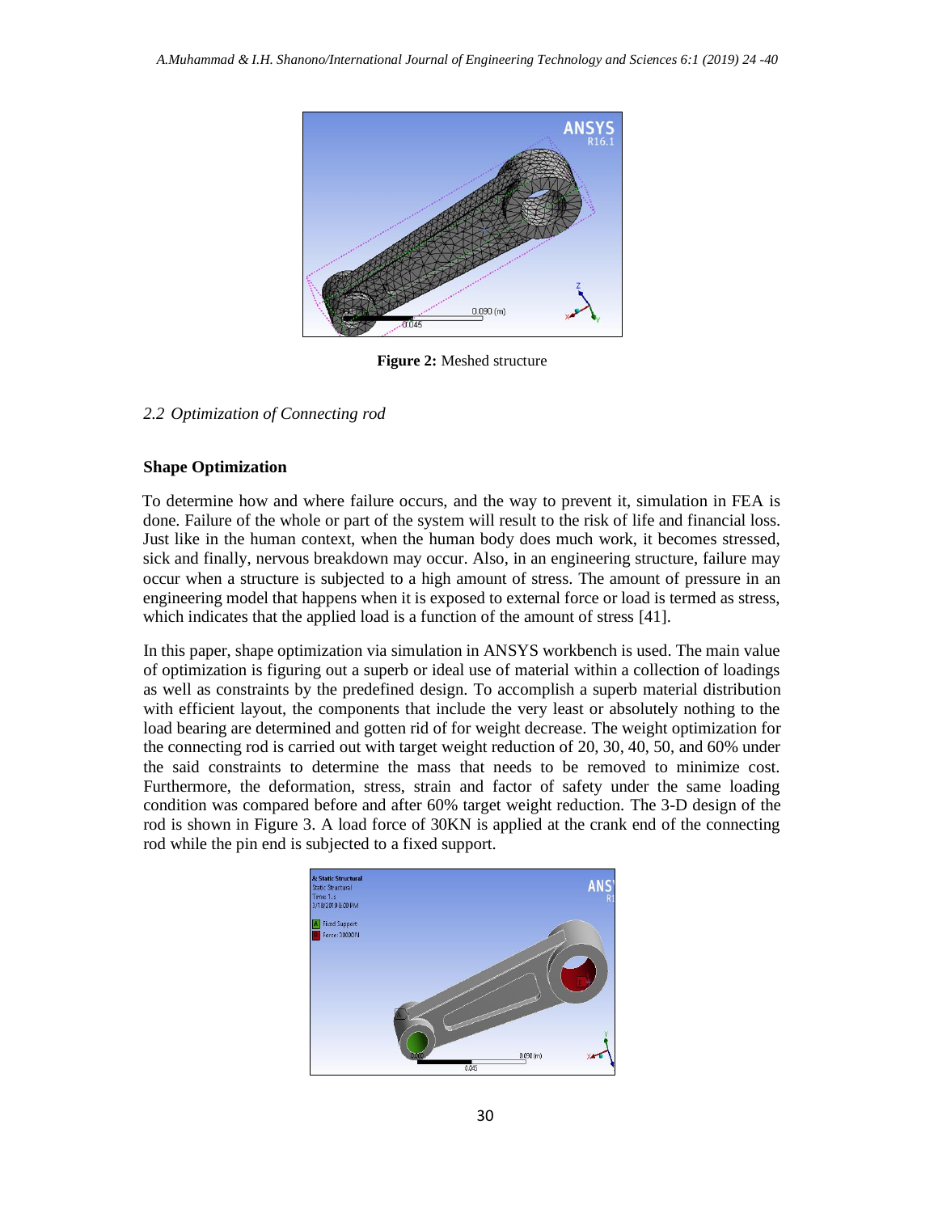Figure 2: Meshed structure

## 2.2 Optimization of Connecting rod

### Shape Optimization

To determine how and where failure occurs, and the way to prevent it, simulation in FEA is done. Failure of the whole or part of the system will result to the risk of life and financial loss. Just like in the human context, when the human body does much work, it becomes stressed, sick and finally, nervous breakdown may occur. Also, in an engineering structure, failure may occur when a structure is subjected to a high amount of stress. The amount of pressure in an engineering model that happens when it is exposed to external force or load is termed as stress, which indicates that the applied load is a function of the amount of stress [41].

In this paper, shape optimization via simulation in ANSYS workbench is used. The main value of optimization is figuring out a superb or ideal use of material within a collection of loadings as well as constraints by the predefined design. To accomplish a superb material distribution with efficient layout, the components that include the very least or absolutely nothing to the load bearing are determined and gotten rid of for weight decrease. The weight optimization for the connecting rod is carried out with target weight reduction of 20, 30, 40, 50, and 60% under the said constraints to determine the mass that needs to be removed to minimize cost. Furthermore, the deformation, stress, strain and factor of safety under the same loading condition was compared before and after 60% target weight reduction. The 3-D design of the rod is shown in Figure 3. A load force of 30KN is applied at the crank end of the connecting rod while the pin end is subjected to a fixed support.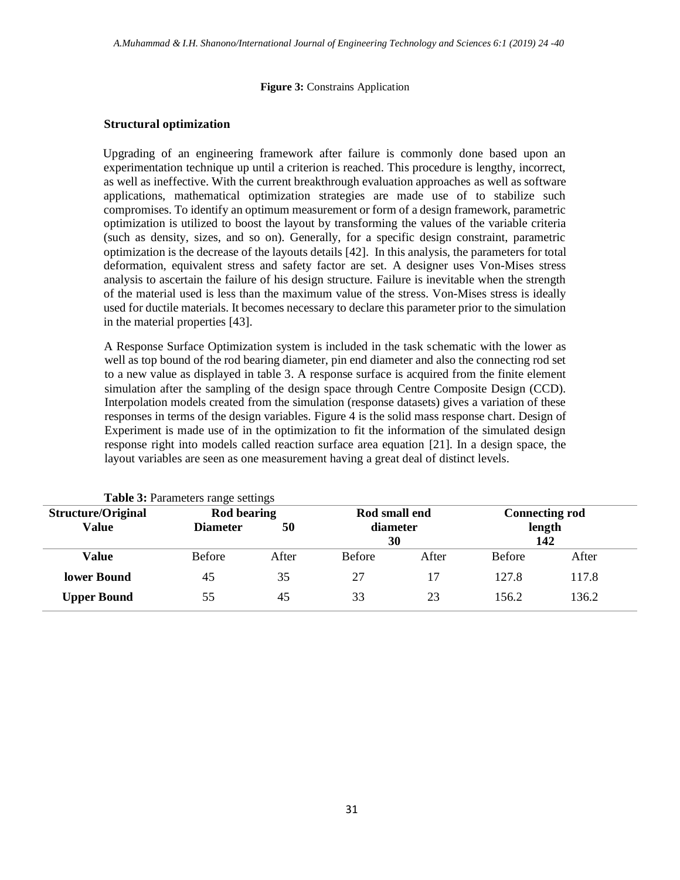**Figure 3:** Constrains Application

### Structural optimization

Upgrading of an engineering framework after failure is commonly done based upon an experimentation technique up until a criterion is reached. This procedure is lengthy, incorrect, as well as ineffective. With the current breakthrough evaluation approaches as well as software applications, mathematical optimization strategies are made use of to stabilize such compromises. To identify an optimum measurement or form of a design framework, parametric optimization is utilized to boost the layout by transforming the values of the variable criteria (such as density, sizes, and so on). Generally, for a specific design constraint, parametric optimization is the decrease of the layouts details [42]. In this analysis, the parameters for total deformation, equivalent stress and safety factor are set. A designer uses Von-Mises stress analysis to ascertain the failure of his design structure. Failure is inevitable when the strength of the material used is less than the maximum value of the stress. Von-Mises stress is ideally used for ductile materials. It becomes necessary to declare this parameter prior to the simulation in the material properties [43].

A Response Surface Optimization system is included in the task schematic with the lower as well as top bound of the rod bearing diameter, pin end diameter and also the connecting rod set to a new value as displayed in table 3. A response surface is acquired from the finite element simulation after the sampling of the design space through Centre Composite Design (CCD). Interpolation models created from the simulation (response datasets) gives a variation of these responses in terms of the design variables. Figure 4 is the solid mass response chart. Design of Experiment is made use of in the optimization to fit the information of the simulated design response right into models called reaction surface area equation [21]. In a design space, the layout variables are seen as one measurement having a great deal of distinct levels.

**Table 3:** Parameters range settings

| Structure/Original Value | Rod bearing Diameter 50 | | Rod small end diameter 30 | | Connecting rod length 142 | |
|---|---|---|---|---|---|---|
| **Value** | Before | After | Before | After | Before | After |
| **lower Bound** | 45 | 35 | 27 | 17 | 127.8 | 117.8 |
| **Upper Bound** | 55 | 45 | 33 | 23 | 156.2 | 136.2 |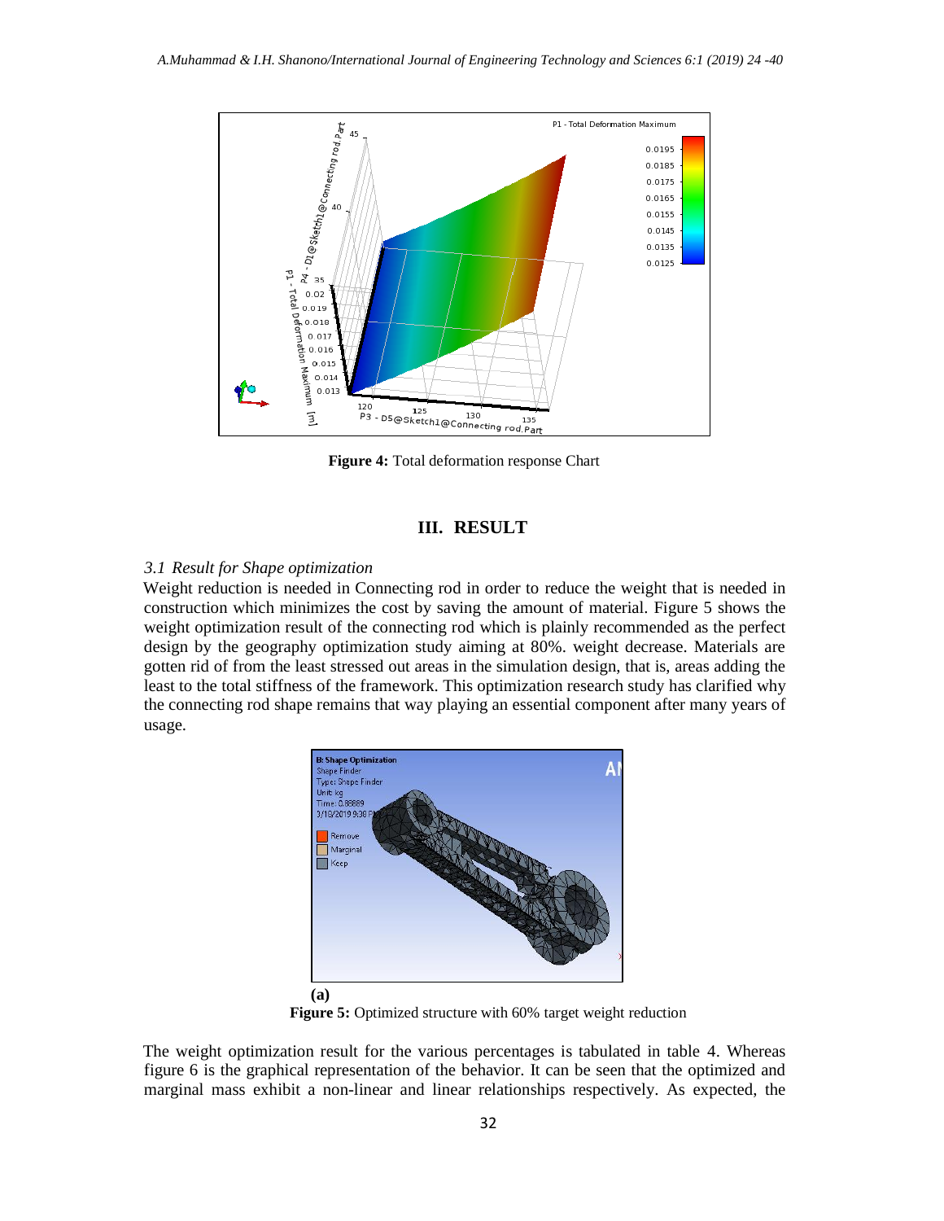**Figure 4:** Total deformation response Chart

## III. RESULT

### *3.1 Result for Shape optimization*

Weight reduction is needed in Connecting rod in order to reduce the weight that is needed in construction which minimizes the cost by saving the amount of material. Figure 5 shows the weight optimization result of the connecting rod which is plainly recommended as the perfect design by the geography optimization study aiming at 80%. weight decrease. Materials are gotten rid of from the least stressed out areas in the simulation design, that is, areas adding the least to the total stiffness of the framework. This optimization research study has clarified why the connecting rod shape remains that way playing an essential component after many years of usage.

**(a)**

**Figure 5:** Optimized structure with 60% target weight reduction

The weight optimization result for the various percentages is tabulated in table 4. Whereas figure 6 is the graphical representation of the behavior. It can be seen that the optimized and marginal mass exhibit a non-linear and linear relationships respectively. As expected, the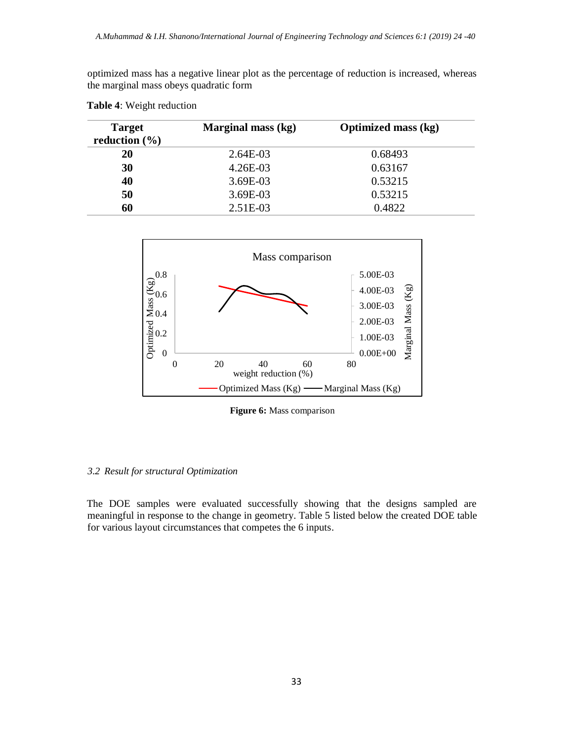optimized mass has a negative linear plot as the percentage of reduction is increased, whereas the marginal mass obeys quadratic form

**Table 4**: Weight reduction

| Target reduction (%) | Marginal mass (kg) | Optimized mass (kg) |
|---|---|---|
| **20** | 2.64E-03 | 0.68493 |
| **30** | 4.26E-03 | 0.63167 |
| **40** | 3.69E-03 | 0.53215 |
| **50** | 3.69E-03 | 0.53215 |
| **60** | 2.51E-03 | 0.4822 |

**Figure 6:** Mass comparison

*3.2 Result for structural Optimization*

The DOE samples were evaluated successfully showing that the designs sampled are meaningful in response to the change in geometry. Table 5 listed below the created DOE table for various layout circumstances that competes the 6 inputs.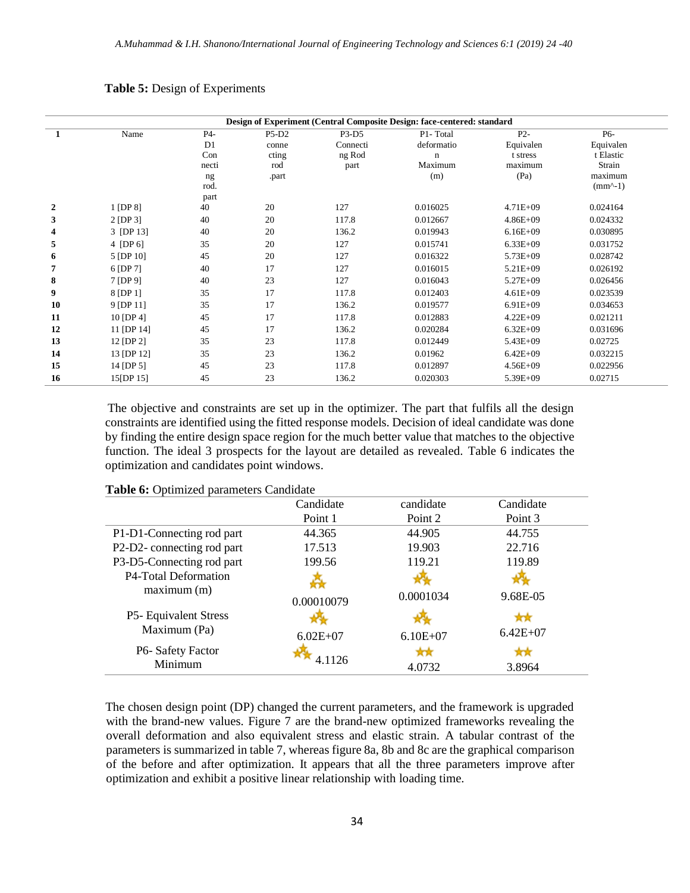**Table 5:** Design of Experiments

| Design of Experiment (Central Composite Design: face-centered: standard | | | | | | | |
|---|---|---|---|---|---|---|---|
| 1 | Name | P4-D1 Connecting rod. part | P5-D2 connecting rod .part | P3-D5 Connecting Rod part | P1- Total deformation Maximum (m) | P2- Equivalent stress maximum (Pa) | P6- Equivalent Elastic Strain maximum (mm^-1) |
| 2 | 1 [DP 8] | 40 | 20 | 127 | 0.016025 | 4.71E+09 | 0.024164 |
| 3 | 2 [DP 3] | 40 | 20 | 117.8 | 0.012667 | 4.86E+09 | 0.024332 |
| 4 | 3 [DP 13] | 40 | 20 | 136.2 | 0.019943 | 6.16E+09 | 0.030895 |
| 5 | 4 [DP 6] | 35 | 20 | 127 | 0.015741 | 6.33E+09 | 0.031752 |
| 6 | 5 [DP 10] | 45 | 20 | 127 | 0.016322 | 5.73E+09 | 0.028742 |
| 7 | 6 [DP 7] | 40 | 17 | 127 | 0.016015 | 5.21E+09 | 0.026192 |
| 8 | 7 [DP 9] | 40 | 23 | 127 | 0.016043 | 5.27E+09 | 0.026456 |
| 9 | 8 [DP 1] | 35 | 17 | 117.8 | 0.012403 | 4.61E+09 | 0.023539 |
| 10 | 9 [DP 11] | 35 | 17 | 136.2 | 0.019577 | 6.91E+09 | 0.034653 |
| 11 | 10 [DP 4] | 45 | 17 | 117.8 | 0.012883 | 4.22E+09 | 0.021211 |
| 12 | 11 [DP 14] | 45 | 17 | 136.2 | 0.020284 | 6.32E+09 | 0.031696 |
| 13 | 12 [DP 2] | 35 | 23 | 117.8 | 0.012449 | 5.43E+09 | 0.02725 |
| 14 | 13 [DP 12] | 35 | 23 | 136.2 | 0.01962 | 6.42E+09 | 0.032215 |
| 15 | 14 [DP 5] | 45 | 23 | 117.8 | 0.012897 | 4.56E+09 | 0.022956 |
| 16 | 15[DP 15] | 45 | 23 | 136.2 | 0.020303 | 5.39E+09 | 0.02715 |

The objective and constraints are set up in the optimizer. The part that fulfils all the design constraints are identified using the fitted response models. Decision of ideal candidate was done by finding the entire design space region for the much better value that matches to the objective function. The ideal 3 prospects for the layout are detailed as revealed. Table 6 indicates the optimization and candidates point windows.

**Table 6:** Optimized parameters Candidate

| | Candidate Point 1 | candidate Point 2 | Candidate Point 3 |
|---|---|---|---|
| P1-D1-Connecting rod part | 44.365 | 44.905 | 44.755 |
| P2-D2- connecting rod part | 17.513 | 19.903 | 22.716 |
| P3-D5-Connecting rod part | 199.56 | 119.21 | 119.89 |
| P4-Total Deformation maximum (m) | 0.00010079 | 0.0001034 | 9.68E-05 |
| P5- Equivalent Stress Maximum (Pa) | 6.02E+07 | 6.10E+07 | 6.42E+07 |
| P6- Safety Factor Minimum | 4.1126 | 4.0732 | 3.8964 |

The chosen design point (DP) changed the current parameters, and the framework is upgraded with the brand-new values. Figure 7 are the brand-new optimized frameworks revealing the overall deformation and also equivalent stress and elastic strain. A tabular contrast of the parameters is summarized in table 7, whereas figure 8a, 8b and 8c are the graphical comparison of the before and after optimization. It appears that all the three parameters improve after optimization and exhibit a positive linear relationship with loading time.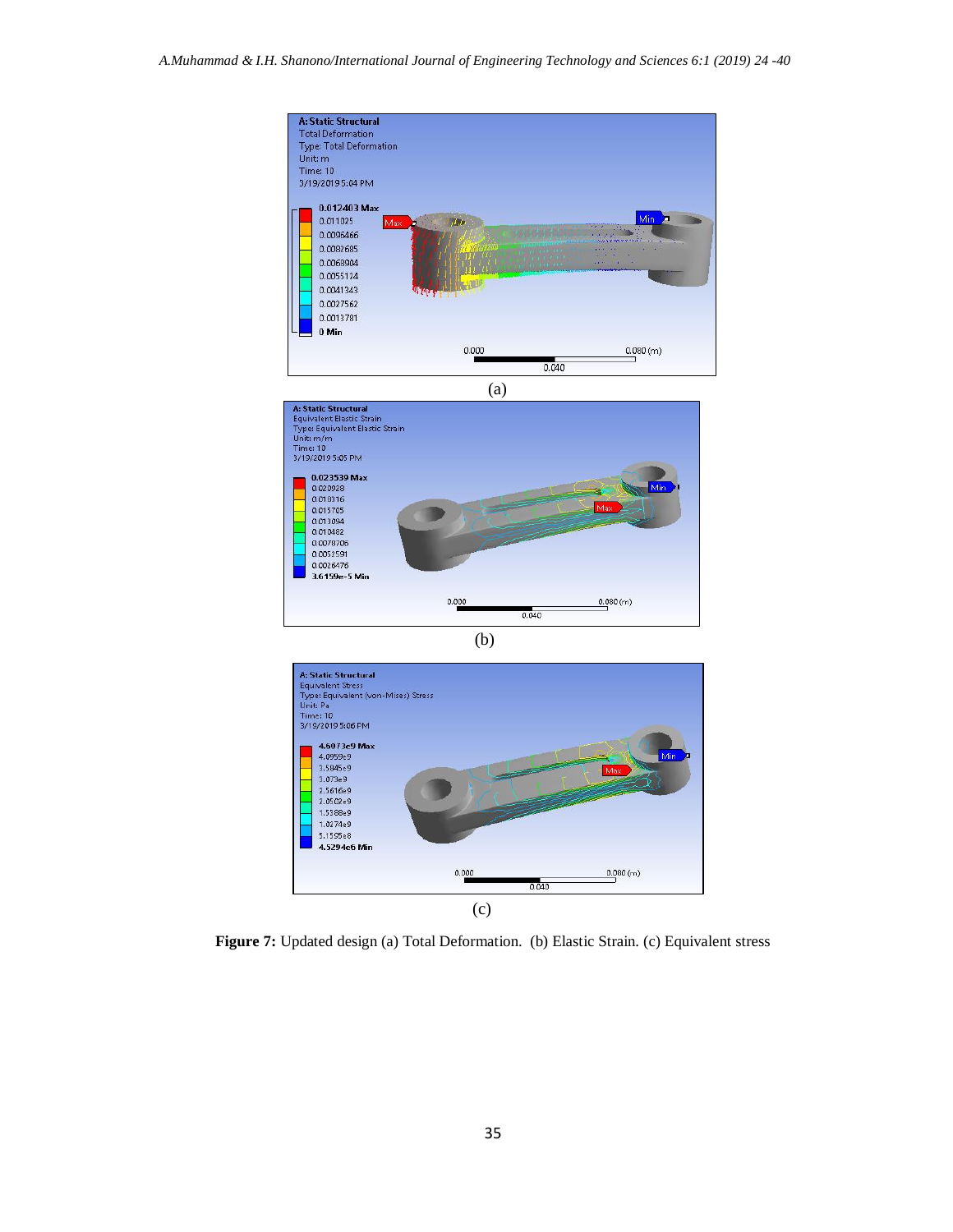(a)

(b)

(c)

**Figure 7:** Updated design (a) Total Deformation. (b) Elastic Strain. (c) Equivalent stress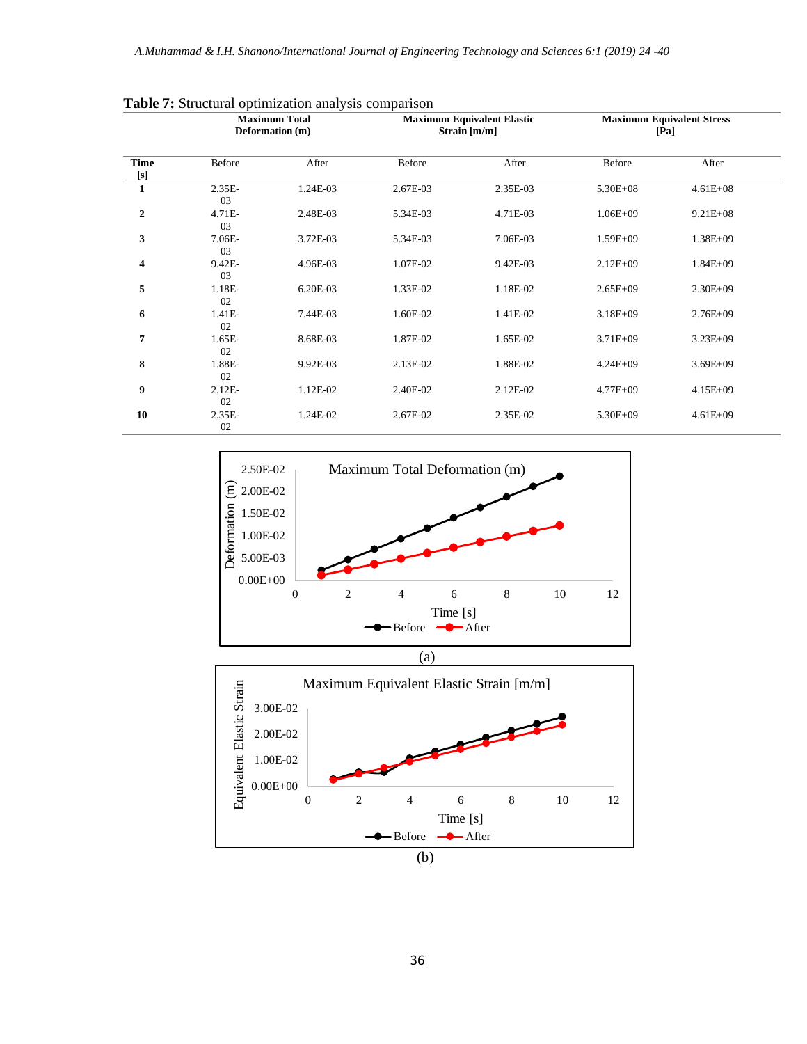**Table 7:** Structural optimization analysis comparison

| | Maximum Total Deformation (m) | | Maximum Equivalent Elastic Strain [m/m] | | Maximum Equivalent Stress [Pa] | |
|---|---|---|---|---|---|---|
| **Time [s]** | Before | After | Before | After | Before | After |
| **1** | 2.35E-03 | 1.24E-03 | 2.67E-03 | 2.35E-03 | 5.30E+08 | 4.61E+08 |
| **2** | 4.71E-03 | 2.48E-03 | 5.34E-03 | 4.71E-03 | 1.06E+09 | 9.21E+08 |
| **3** | 7.06E-03 | 3.72E-03 | 5.34E-03 | 7.06E-03 | 1.59E+09 | 1.38E+09 |
| **4** | 9.42E-03 | 4.96E-03 | 1.07E-02 | 9.42E-03 | 2.12E+09 | 1.84E+09 |
| **5** | 1.18E-02 | 6.20E-03 | 1.33E-02 | 1.18E-02 | 2.65E+09 | 2.30E+09 |
| **6** | 1.41E-02 | 7.44E-03 | 1.60E-02 | 1.41E-02 | 3.18E+09 | 2.76E+09 |
| **7** | 1.65E-02 | 8.68E-03 | 1.87E-02 | 1.65E-02 | 3.71E+09 | 3.23E+09 |
| **8** | 1.88E-02 | 9.92E-03 | 2.13E-02 | 1.88E-02 | 4.24E+09 | 3.69E+09 |
| **9** | 2.12E-02 | 1.12E-02 | 2.40E-02 | 2.12E-02 | 4.77E+09 | 4.15E+09 |
| **10** | 2.35E-02 | 1.24E-02 | 2.67E-02 | 2.35E-02 | 5.30E+09 | 4.61E+09 |

(a)

(b)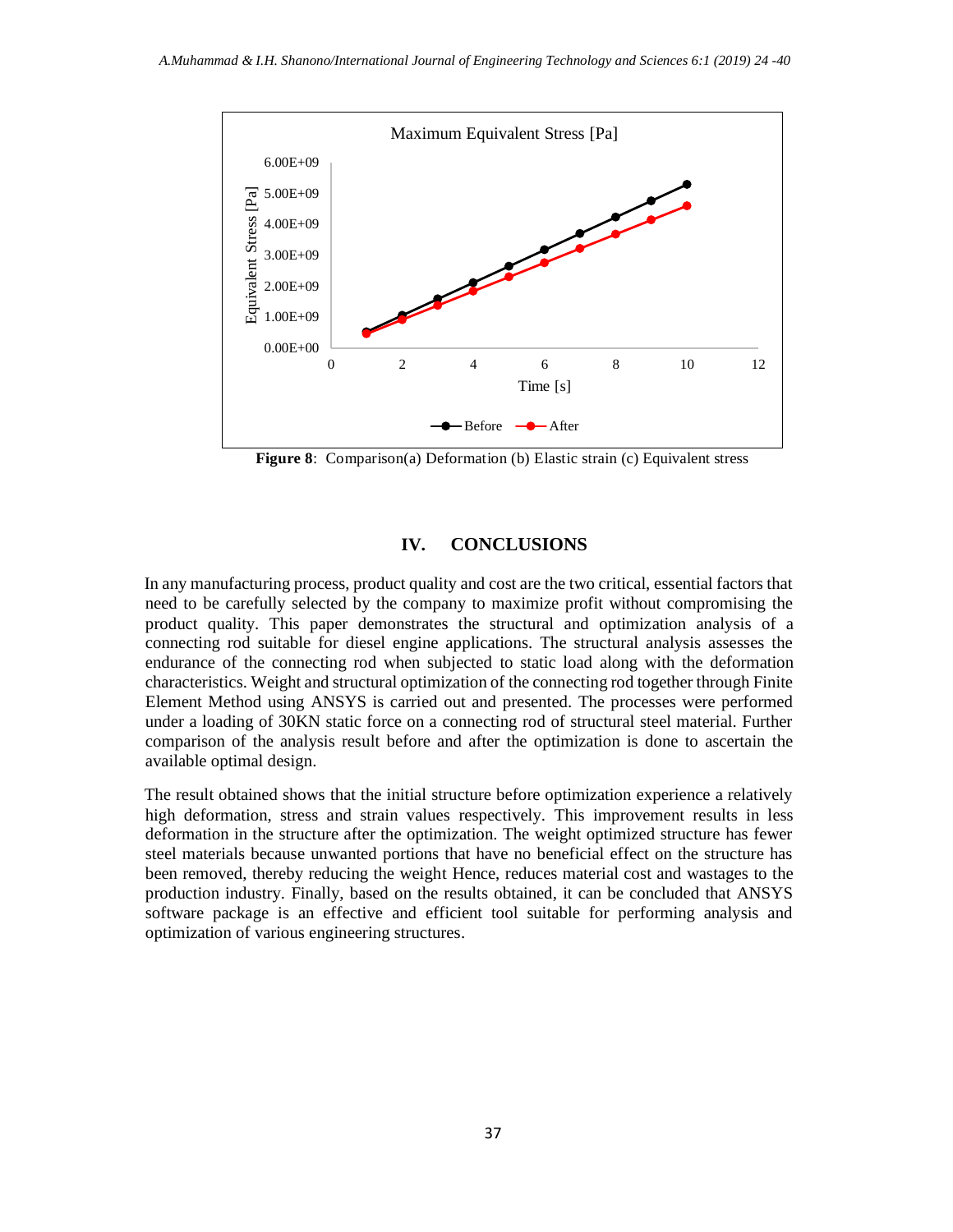**Figure 8**: Comparison(a) Deformation (b) Elastic strain (c) Equivalent stress

## IV. CONCLUSIONS

In any manufacturing process, product quality and cost are the two critical, essential factors that need to be carefully selected by the company to maximize profit without compromising the product quality. This paper demonstrates the structural and optimization analysis of a connecting rod suitable for diesel engine applications. The structural analysis assesses the endurance of the connecting rod when subjected to static load along with the deformation characteristics. Weight and structural optimization of the connecting rod together through Finite Element Method using ANSYS is carried out and presented. The processes were performed under a loading of 30KN static force on a connecting rod of structural steel material. Further comparison of the analysis result before and after the optimization is done to ascertain the available optimal design.

The result obtained shows that the initial structure before optimization experience a relatively high deformation, stress and strain values respectively. This improvement results in less deformation in the structure after the optimization. The weight optimized structure has fewer steel materials because unwanted portions that have no beneficial effect on the structure has been removed, thereby reducing the weight Hence, reduces material cost and wastages to the production industry. Finally, based on the results obtained, it can be concluded that ANSYS software package is an effective and efficient tool suitable for performing analysis and optimization of various engineering structures.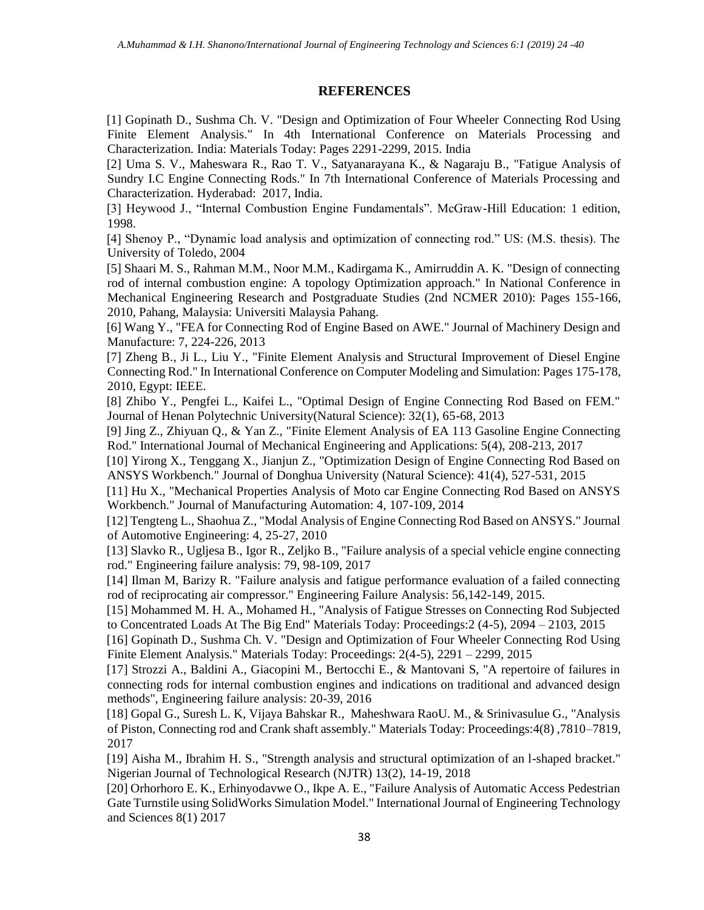## REFERENCES

[1] Gopinath D., Sushma Ch. V. "Design and Optimization of Four Wheeler Connecting Rod Using Finite Element Analysis." In 4th International Conference on Materials Processing and Characterization. India: Materials Today: Pages 2291-2299, 2015. India

[2] Uma S. V., Maheswara R., Rao T. V., Satyanarayana K., & Nagaraju B., "Fatigue Analysis of Sundry I.C Engine Connecting Rods." In 7th International Conference of Materials Processing and Characterization. Hyderabad: 2017, India.

[3] Heywood J., "Internal Combustion Engine Fundamentals". McGraw-Hill Education: 1 edition, 1998.

[4] Shenoy P., "Dynamic load analysis and optimization of connecting rod." US: (M.S. thesis). The University of Toledo, 2004

[5] Shaari M. S., Rahman M.M., Noor M.M., Kadirgama K., Amirruddin A. K. "Design of connecting rod of internal combustion engine: A topology Optimization approach." In National Conference in Mechanical Engineering Research and Postgraduate Studies (2nd NCMER 2010): Pages 155-166, 2010, Pahang, Malaysia: Universiti Malaysia Pahang.

[6] Wang Y., "FEA for Connecting Rod of Engine Based on AWE." Journal of Machinery Design and Manufacture: 7, 224-226, 2013

[7] Zheng B., Ji L., Liu Y., "Finite Element Analysis and Structural Improvement of Diesel Engine Connecting Rod." In International Conference on Computer Modeling and Simulation: Pages 175-178, 2010, Egypt: IEEE.

[8] Zhibo Y., Pengfei L., Kaifei L., "Optimal Design of Engine Connecting Rod Based on FEM." Journal of Henan Polytechnic University(Natural Science): 32(1), 65-68, 2013

[9] Jing Z., Zhiyuan Q., & Yan Z., "Finite Element Analysis of EA 113 Gasoline Engine Connecting Rod." International Journal of Mechanical Engineering and Applications: 5(4), 208-213, 2017

[10] Yirong X., Tenggang X., Jianjun Z., "Optimization Design of Engine Connecting Rod Based on ANSYS Workbench." Journal of Donghua University (Natural Science): 41(4), 527-531, 2015

[11] Hu X., "Mechanical Properties Analysis of Moto car Engine Connecting Rod Based on ANSYS Workbench." Journal of Manufacturing Automation: 4, 107-109, 2014

[12] Tengteng L., Shaohua Z., "Modal Analysis of Engine Connecting Rod Based on ANSYS." Journal of Automotive Engineering: 4, 25-27, 2010

[13] Slavko R., Ugljesa B., Igor R., Zeljko B., "Failure analysis of a special vehicle engine connecting rod." Engineering failure analysis: 79, 98-109, 2017

[14] Ilman M, Barizy R. "Failure analysis and fatigue performance evaluation of a failed connecting rod of reciprocating air compressor." Engineering Failure Analysis: 56,142-149, 2015.

[15] Mohammed M. H. A., Mohamed H., "Analysis of Fatigue Stresses on Connecting Rod Subjected to Concentrated Loads At The Big End" Materials Today: Proceedings:2 (4-5), 2094 – 2103, 2015

[16] Gopinath D., Sushma Ch. V. "Design and Optimization of Four Wheeler Connecting Rod Using Finite Element Analysis." Materials Today: Proceedings: 2(4-5), 2291 – 2299, 2015

[17] Strozzi A., Baldini A., Giacopini M., Bertocchi E., & Mantovani S, "A repertoire of failures in connecting rods for internal combustion engines and indications on traditional and advanced design methods", Engineering failure analysis: 20-39, 2016

[18] Gopal G., Suresh L. K, Vijaya Bahskar R., Maheshwara RaoU. M., & Srinivasulue G., "Analysis of Piston, Connecting rod and Crank shaft assembly." Materials Today: Proceedings:4(8) ,7810–7819, 2017

[19] Aisha M., Ibrahim H. S., "Strength analysis and structural optimization of an l-shaped bracket." Nigerian Journal of Technological Research (NJTR) 13(2), 14-19, 2018

[20] Orhorhoro E. K., Erhinyodavwe O., Ikpe A. E., "Failure Analysis of Automatic Access Pedestrian Gate Turnstile using SolidWorks Simulation Model." International Journal of Engineering Technology and Sciences 8(1) 2017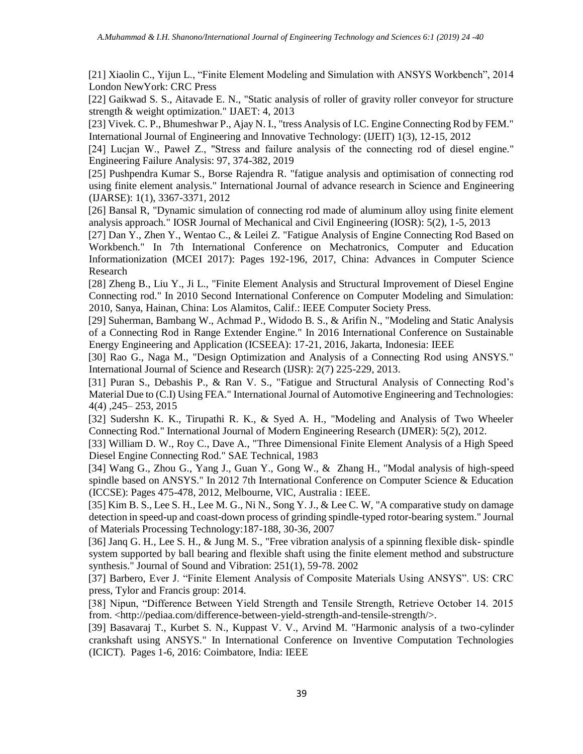[21] Xiaolin C., Yijun L., "Finite Element Modeling and Simulation with ANSYS Workbench", 2014 London NewYork: CRC Press

[22] Gaikwad S. S., Aitavade E. N., "Static analysis of roller of gravity roller conveyor for structure strength & weight optimization." IJAET: 4, 2013

[23] Vivek. C. P., Bhumeshwar P., Ajay N. I., "tress Analysis of I.C. Engine Connecting Rod by FEM." International Journal of Engineering and Innovative Technology: (IJEIT) 1(3), 12-15, 2012

[24] Lucjan W., Paweł Z., "Stress and failure analysis of the connecting rod of diesel engine." Engineering Failure Analysis: 97, 374-382, 2019

[25] Pushpendra Kumar S., Borse Rajendra R. "fatigue analysis and optimisation of connecting rod using finite element analysis." International Journal of advance research in Science and Engineering (IJARSE): 1(1), 3367-3371, 2012

[26] Bansal R, "Dynamic simulation of connecting rod made of aluminum alloy using finite element analysis approach." IOSR Journal of Mechanical and Civil Engineering (IOSR): 5(2), 1-5, 2013

[27] Dan Y., Zhen Y., Wentao C., & Leilei Z. "Fatigue Analysis of Engine Connecting Rod Based on Workbench." In 7th International Conference on Mechatronics, Computer and Education Informationization (MCEI 2017): Pages 192-196, 2017, China: Advances in Computer Science Research

[28] Zheng B., Liu Y., Ji L., "Finite Element Analysis and Structural Improvement of Diesel Engine Connecting rod." In 2010 Second International Conference on Computer Modeling and Simulation: 2010, Sanya, Hainan, China: Los Alamitos, Calif.: IEEE Computer Society Press.

[29] Suherman, Bambang W., Achmad P., Widodo B. S., & Arifin N., "Modeling and Static Analysis of a Connecting Rod in Range Extender Engine." In 2016 International Conference on Sustainable Energy Engineering and Application (ICSEEA): 17-21, 2016, Jakarta, Indonesia: IEEE

[30] Rao G., Naga M., "Design Optimization and Analysis of a Connecting Rod using ANSYS." International Journal of Science and Research (IJSR): 2(7) 225-229, 2013.

[31] Puran S., Debashis P., & Ran V. S., "Fatigue and Structural Analysis of Connecting Rod's Material Due to (C.I) Using FEA." International Journal of Automotive Engineering and Technologies: 4(4) ,245– 253, 2015

[32] Sudershn K. K., Tirupathi R. K., & Syed A. H., "Modeling and Analysis of Two Wheeler Connecting Rod." International Journal of Modern Engineering Research (IJMER): 5(2), 2012.

[33] William D. W., Roy C., Dave A., "Three Dimensional Finite Element Analysis of a High Speed Diesel Engine Connecting Rod." SAE Technical, 1983

[34] Wang G., Zhou G., Yang J., Guan Y., Gong W., & Zhang H., "Modal analysis of high-speed spindle based on ANSYS." In 2012 7th International Conference on Computer Science & Education (ICCSE): Pages 475-478, 2012, Melbourne, VIC, Australia : IEEE.

[35] Kim B. S., Lee S. H., Lee M. G., Ni N., Song Y. J., & Lee C. W, "A comparative study on damage detection in speed-up and coast-down process of grinding spindle-typed rotor-bearing system." Journal of Materials Processing Technology:187-188, 30-36, 2007

[36] Janq G. H., Lee S. H., & Jung M. S., "Free vibration analysis of a spinning flexible disk- spindle system supported by ball bearing and flexible shaft using the finite element method and substructure synthesis." Journal of Sound and Vibration: 251(1), 59-78. 2002

[37] Barbero, Ever J. "Finite Element Analysis of Composite Materials Using ANSYS". US: CRC press, Tylor and Francis group: 2014.

[38] Nipun, "Difference Between Yield Strength and Tensile Strength, Retrieve October 14. 2015 from. <http://pediaa.com/difference-between-yield-strength-and-tensile-strength/>.

[39] Basavaraj T., Kurbet S. N., Kuppast V. V., Arvind M. "Harmonic analysis of a two-cylinder crankshaft using ANSYS." In International Conference on Inventive Computation Technologies (ICICT). Pages 1-6, 2016: Coimbatore, India: IEEE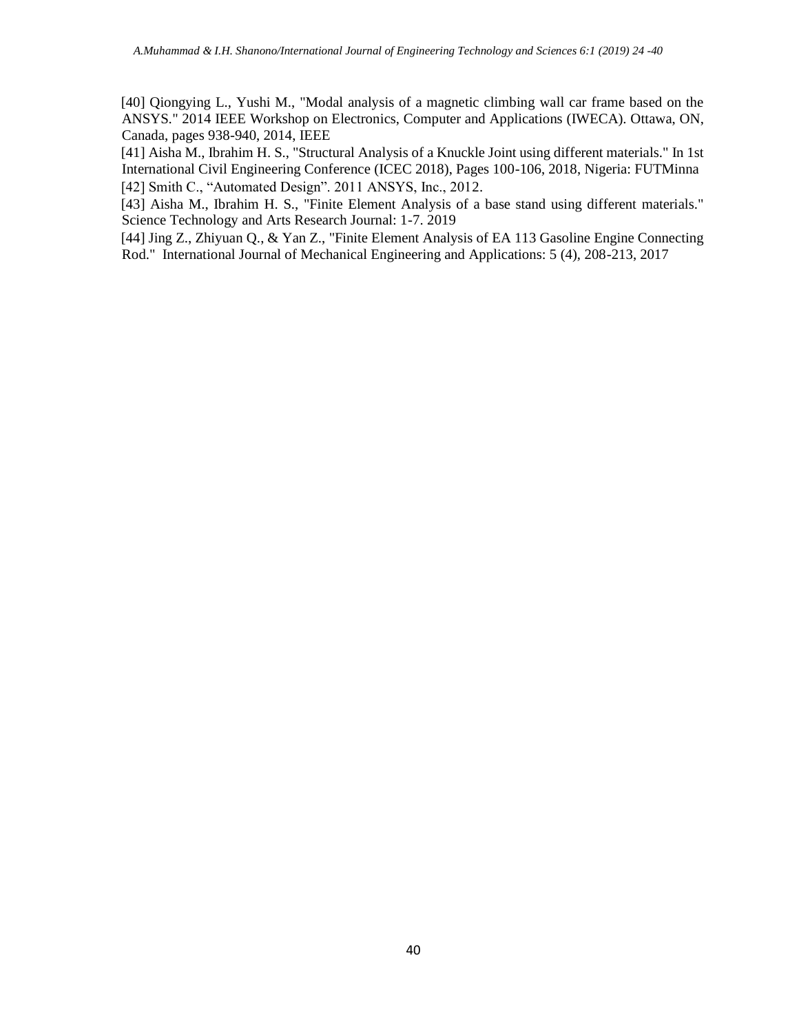[40] Qiongying L., Yushi M., "Modal analysis of a magnetic climbing wall car frame based on the ANSYS." 2014 IEEE Workshop on Electronics, Computer and Applications (IWECA). Ottawa, ON, Canada, pages 938-940, 2014, IEEE

[41] Aisha M., Ibrahim H. S., "Structural Analysis of a Knuckle Joint using different materials." In 1st International Civil Engineering Conference (ICEC 2018), Pages 100-106, 2018, Nigeria: FUTMinna

[42] Smith C., "Automated Design". 2011 ANSYS, Inc., 2012.

[43] Aisha M., Ibrahim H. S., "Finite Element Analysis of a base stand using different materials." Science Technology and Arts Research Journal: 1-7. 2019

[44] Jing Z., Zhiyuan Q., & Yan Z., "Finite Element Analysis of EA 113 Gasoline Engine Connecting Rod." International Journal of Mechanical Engineering and Applications: 5 (4), 208-213, 2017